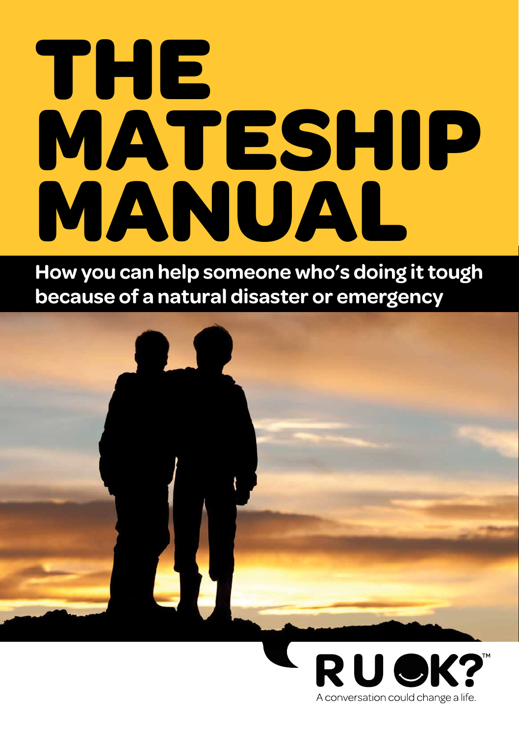# THE MATESHIP MANUAL

**How you can help someone who's doing it tough because of a natural disaster or emergency**

R U OK?™

A conversation could change a life.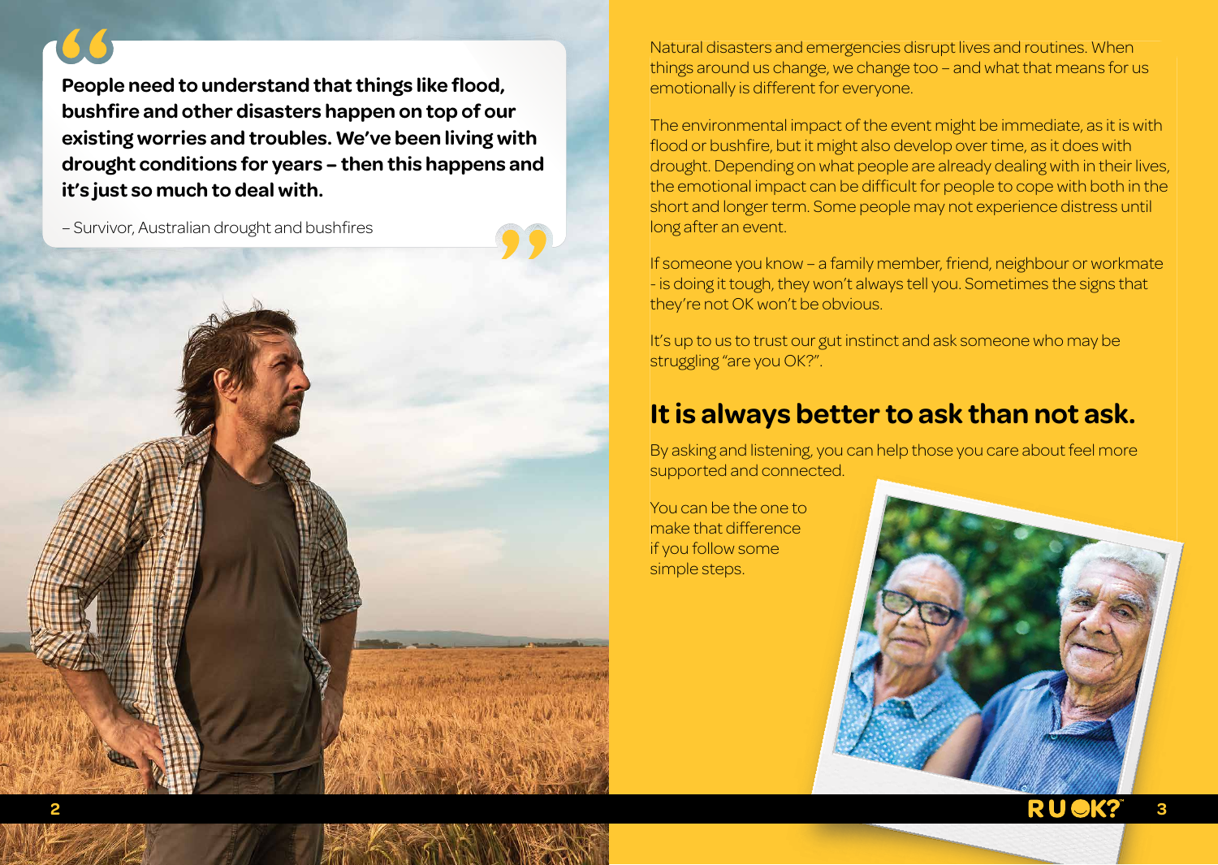> **People need to understand that things like flood, bushfire and other disasters happen on top of our existing worries and troubles. We've been living with drought conditions for years – then this happens and it's just so much to deal with.**
>
> – Survivor, Australian drought and bushfires

Natural disasters and emergencies disrupt lives and routines. When things around us change, we change too – and what that means for us emotionally is different for everyone.

The environmental impact of the event might be immediate, as it is with flood or bushfire, but it might also develop over time, as it does with drought. Depending on what people are already dealing with in their lives, the emotional impact can be difficult for people to cope with both in the short and longer term. Some people may not experience distress until long after an event.

If someone you know – a family member, friend, neighbour or workmate - is doing it tough, they won't always tell you. Sometimes the signs that they're not OK won't be obvious.

It's up to us to trust our gut instinct and ask someone who may be struggling "are you OK?".

## It is always better to ask than not ask.

By asking and listening, you can help those you care about feel more supported and connected.

You can be the one to make that difference if you follow some simple steps.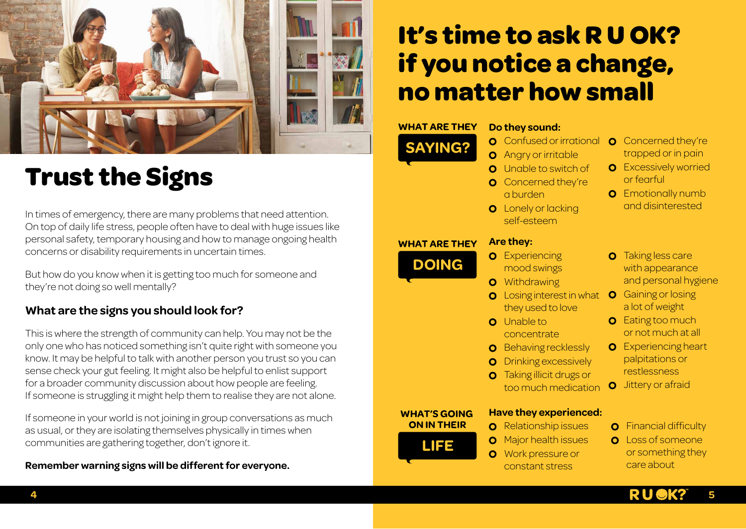# Trust the Signs

In times of emergency, there are many problems that need attention. On top of daily life stress, people often have to deal with huge issues like personal safety, temporary housing and how to manage ongoing health concerns or disability requirements in uncertain times.

But how do you know when it is getting too much for someone and they're not doing so well mentally?

### What are the signs you should look for?

This is where the strength of community can help. You may not be the only one who has noticed something isn't quite right with someone you know. It may be helpful to talk with another person you trust so you can sense check your gut feeling. It might also be helpful to enlist support for a broader community discussion about how people are feeling. If someone is struggling it might help them to realise they are not alone.

If someone in your world is not joining in group conversations as much as usual, or they are isolating themselves physically in times when communities are gathering together, don't ignore it.

**Remember warning signs will be different for everyone.**

# It's time to ask R U OK? if you notice a change, no matter how small

## WHAT ARE THEY SAYING?

**Do they sound:**

- Confused or irrational
- Angry or irritable
- Unable to switch of
- Concerned they're a burden
- Lonely or lacking self-esteem
- Concerned they're trapped or in pain
- Excessively worried or fearful
- Emotionally numb and disinterested

## WHAT ARE THEY DOING

**Are they:**

- Experiencing mood swings
- Withdrawing
- Losing interest in what they used to love
- Unable to concentrate
- Behaving recklessly
- Drinking excessively
- Taking illicit drugs or too much medication
- Taking less care with appearance and personal hygiene
- Gaining or losing a lot of weight
- Eating too much or not much at all
- Experiencing heart palpitations or restlessness
- Jittery or afraid

## WHAT'S GOING ON IN THEIR LIFE

**Have they experienced:**

- Relationship issues
- Major health issues
- Work pressure or constant stress
- Financial difficulty
- Loss of someone or something they care about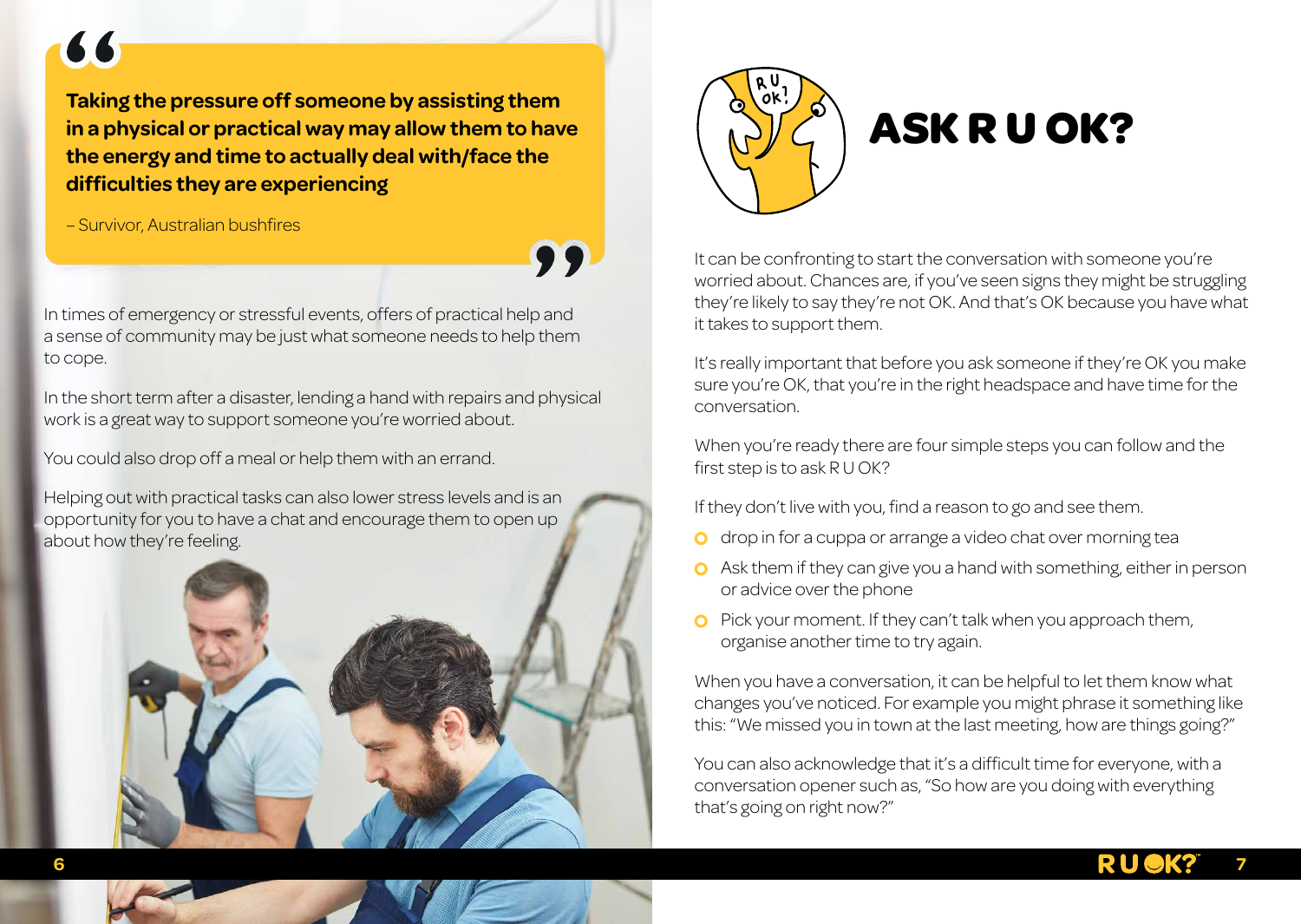> **Taking the pressure off someone by assisting them in a physical or practical way may allow them to have the energy and time to actually deal with/face the difficulties they are experiencing**
>
> – Survivor, Australian bushfires

In times of emergency or stressful events, offers of practical help and a sense of community may be just what someone needs to help them to cope.

In the short term after a disaster, lending a hand with repairs and physical work is a great way to support someone you're worried about.

You could also drop off a meal or help them with an errand.

Helping out with practical tasks can also lower stress levels and is an opportunity for you to have a chat and encourage them to open up about how they're feeling.

# ASK R U OK?

It can be confronting to start the conversation with someone you're worried about. Chances are, if you've seen signs they might be struggling they're likely to say they're not OK. And that's OK because you have what it takes to support them.

It's really important that before you ask someone if they're OK you make sure you're OK, that you're in the right headspace and have time for the conversation.

When you're ready there are four simple steps you can follow and the first step is to ask R U OK?

If they don't live with you, find a reason to go and see them.

- drop in for a cuppa or arrange a video chat over morning tea
- Ask them if they can give you a hand with something, either in person or advice over the phone
- Pick your moment. If they can't talk when you approach them, organise another time to try again.

When you have a conversation, it can be helpful to let them know what changes you've noticed. For example you might phrase it something like this: "We missed you in town at the last meeting, how are things going?"

You can also acknowledge that it's a difficult time for everyone, with a conversation opener such as, "So how are you doing with everything that's going on right now?"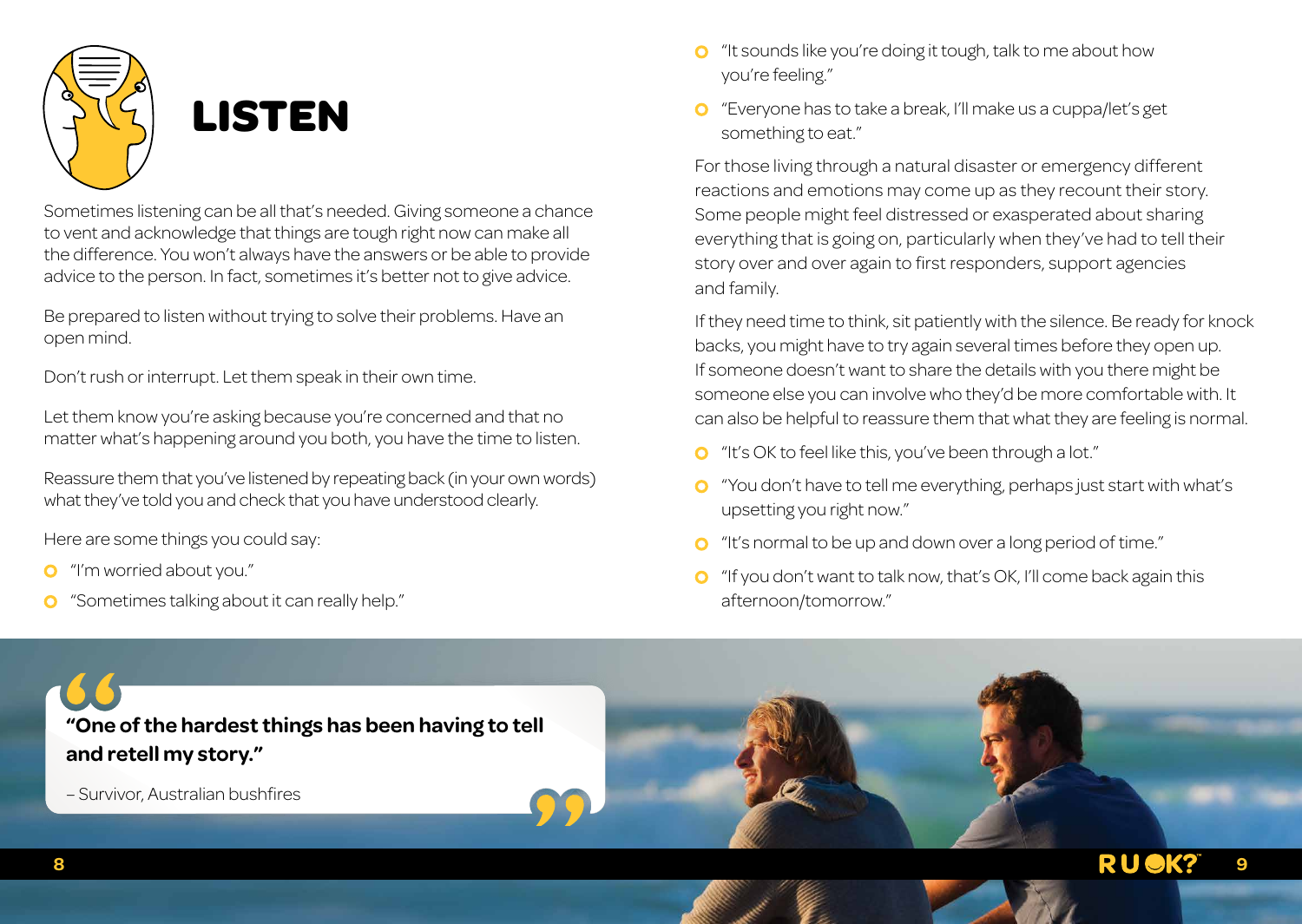# LISTEN

Sometimes listening can be all that's needed. Giving someone a chance to vent and acknowledge that things are tough right now can make all the difference. You won't always have the answers or be able to provide advice to the person. In fact, sometimes it's better not to give advice.

Be prepared to listen without trying to solve their problems. Have an open mind.

Don't rush or interrupt. Let them speak in their own time.

Let them know you're asking because you're concerned and that no matter what's happening around you both, you have the time to listen.

Reassure them that you've listened by repeating back (in your own words) what they've told you and check that you have understood clearly.

Here are some things you could say:

- "I'm worried about you."
- "Sometimes talking about it can really help."
- "It sounds like you're doing it tough, talk to me about how you're feeling."
- "Everyone has to take a break, I'll make us a cuppa/let's get something to eat."

For those living through a natural disaster or emergency different reactions and emotions may come up as they recount their story. Some people might feel distressed or exasperated about sharing everything that is going on, particularly when they've had to tell their story over and over again to first responders, support agencies and family.

If they need time to think, sit patiently with the silence. Be ready for knock backs, you might have to try again several times before they open up. If someone doesn't want to share the details with you there might be someone else you can involve who they'd be more comfortable with. It can also be helpful to reassure them that what they are feeling is normal.

- "It's OK to feel like this, you've been through a lot."
- "You don't have to tell me everything, perhaps just start with what's upsetting you right now."
- "It's normal to be up and down over a long period of time."
- "If you don't want to talk now, that's OK, I'll come back again this afternoon/tomorrow."

> **"One of the hardest things has been having to tell and retell my story."**
>
> – Survivor, Australian bushfires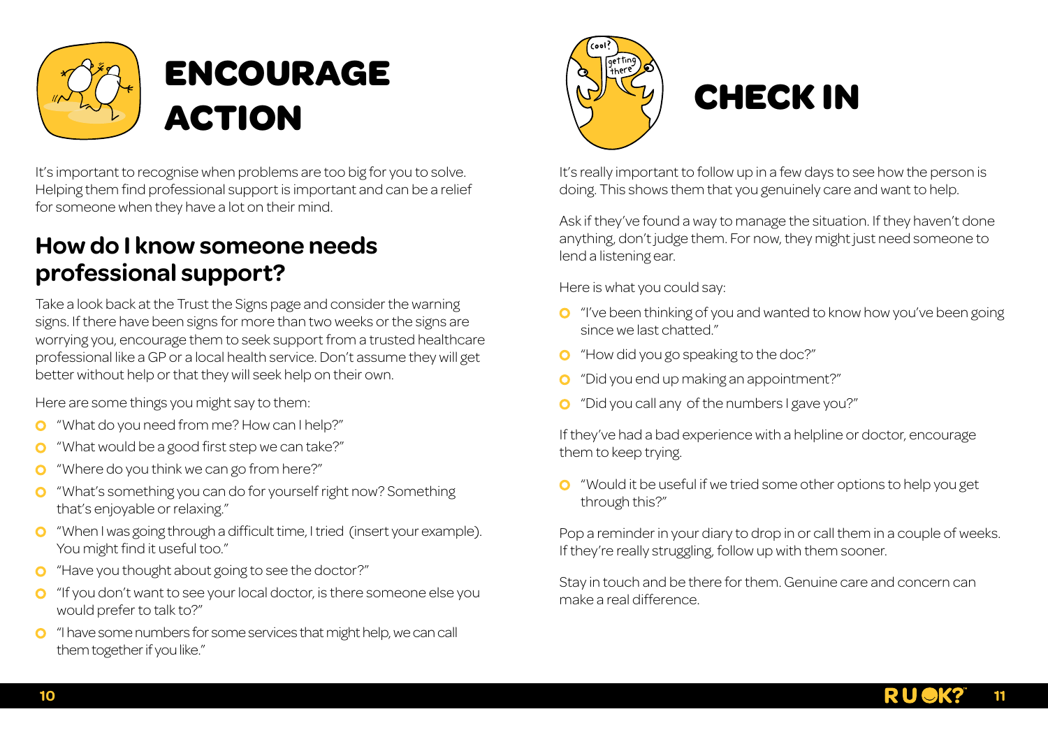# ENCOURAGE ACTION

It's important to recognise when problems are too big for you to solve. Helping them find professional support is important and can be a relief for someone when they have a lot on their mind.

## How do I know someone needs professional support?

Take a look back at the Trust the Signs page and consider the warning signs. If there have been signs for more than two weeks or the signs are worrying you, encourage them to seek support from a trusted healthcare professional like a GP or a local health service. Don't assume they will get better without help or that they will seek help on their own.

Here are some things you might say to them:

- "What do you need from me? How can I help?"
- "What would be a good first step we can take?"
- "Where do you think we can go from here?"
- "What's something you can do for yourself right now? Something that's enjoyable or relaxing."
- "When I was going through a difficult time, I tried (insert your example). You might find it useful too."
- "Have you thought about going to see the doctor?"
- "If you don't want to see your local doctor, is there someone else you would prefer to talk to?"
- "I have some numbers for some services that might help, we can call them together if you like."

# CHECK IN

It's really important to follow up in a few days to see how the person is doing. This shows them that you genuinely care and want to help.

Ask if they've found a way to manage the situation. If they haven't done anything, don't judge them. For now, they might just need someone to lend a listening ear.

Here is what you could say:

- "I've been thinking of you and wanted to know how you've been going since we last chatted."
- "How did you go speaking to the doc?"
- "Did you end up making an appointment?"
- "Did you call any of the numbers I gave you?"

If they've had a bad experience with a helpline or doctor, encourage them to keep trying.

- "Would it be useful if we tried some other options to help you get through this?"

Pop a reminder in your diary to drop in or call them in a couple of weeks. If they're really struggling, follow up with them sooner.

Stay in touch and be there for them. Genuine care and concern can make a real difference.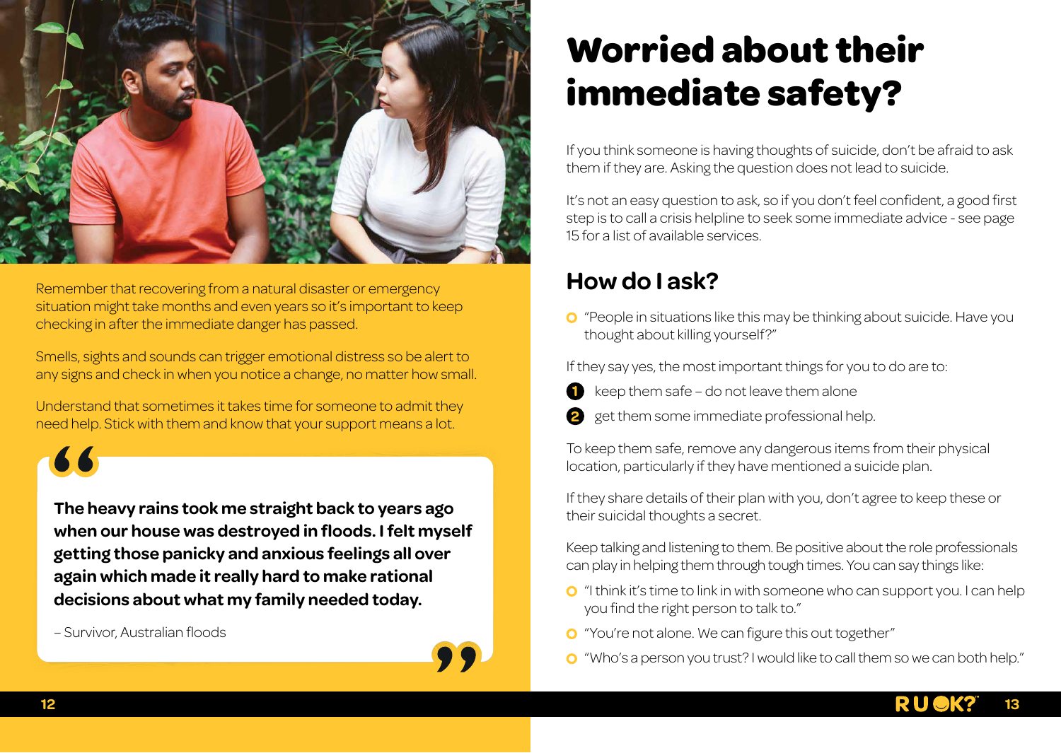Remember that recovering from a natural disaster or emergency situation might take months and even years so it's important to keep checking in after the immediate danger has passed.

Smells, sights and sounds can trigger emotional distress so be alert to any signs and check in when you notice a change, no matter how small.

Understand that sometimes it takes time for someone to admit they need help. Stick with them and know that your support means a lot.

> **The heavy rains took me straight back to years ago when our house was destroyed in floods. I felt myself getting those panicky and anxious feelings all over again which made it really hard to make rational decisions about what my family needed today.**
>
> – Survivor, Australian floods

# Worried about their immediate safety?

If you think someone is having thoughts of suicide, don't be afraid to ask them if they are. Asking the question does not lead to suicide.

It's not an easy question to ask, so if you don't feel confident, a good first step is to call a crisis helpline to seek some immediate advice - see page 15 for a list of available services.

## How do I ask?

- "People in situations like this may be thinking about suicide. Have you thought about killing yourself?"

If they say yes, the most important things for you to do are to:

1. keep them safe – do not leave them alone
2. get them some immediate professional help.

To keep them safe, remove any dangerous items from their physical location, particularly if they have mentioned a suicide plan.

If they share details of their plan with you, don't agree to keep these or their suicidal thoughts a secret.

Keep talking and listening to them. Be positive about the role professionals can play in helping them through tough times. You can say things like:

- "I think it's time to link in with someone who can support you. I can help you find the right person to talk to."
- "You're not alone. We can figure this out together"
- "Who's a person you trust? I would like to call them so we can both help."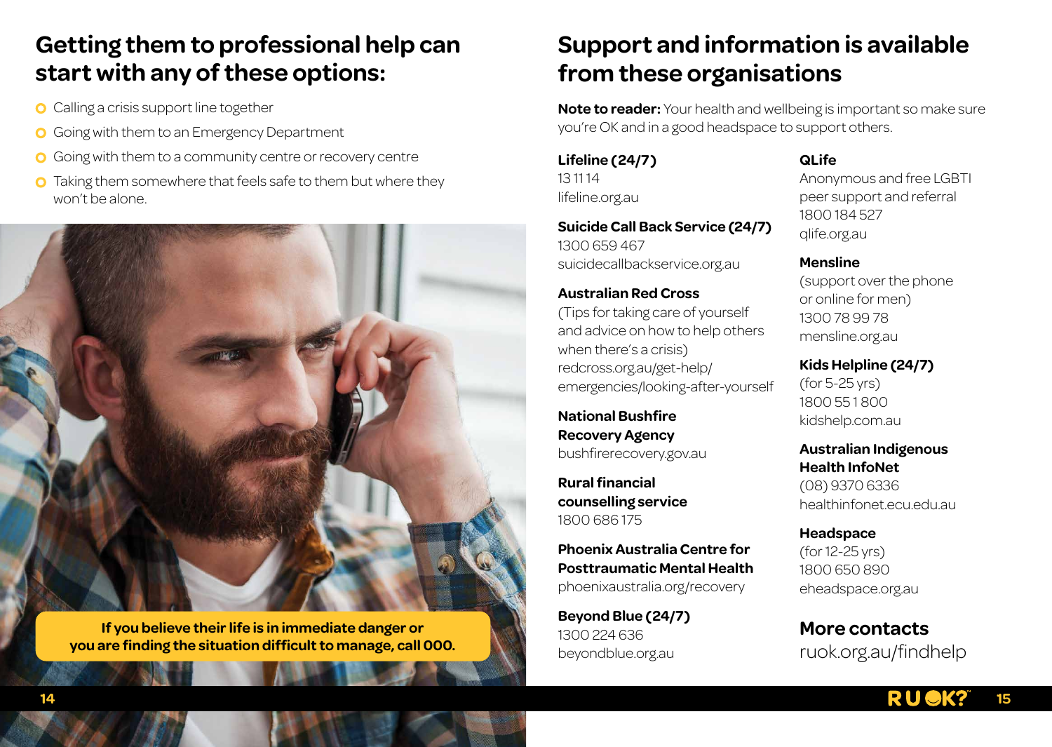## Getting them to professional help can start with any of these options:

- Calling a crisis support line together
- Going with them to an Emergency Department
- Going with them to a community centre or recovery centre
- Taking them somewhere that feels safe to them but where they won't be alone.

**If you believe their life is in immediate danger or you are finding the situation difficult to manage, call 000.**

## Support and information is available from these organisations

**Note to reader:** Your health and wellbeing is important so make sure you're OK and in a good headspace to support others.

**Lifeline (24/7)**
13 11 14
lifeline.org.au

**Suicide Call Back Service (24/7)**
1300 659 467
suicidecallbackservice.org.au

**Australian Red Cross**
(Tips for taking care of yourself and advice on how to help others when there's a crisis)
redcross.org.au/get-help/emergencies/looking-after-yourself

**National Bushfire Recovery Agency**
bushfirerecovery.gov.au

**Rural financial counselling service**
1800 686 175

**Phoenix Australia Centre for Posttraumatic Mental Health**
phoenixaustralia.org/recovery

**Beyond Blue (24/7)**
1300 224 636
beyondblue.org.au

**QLife**
Anonymous and free LGBTI peer support and referral
1800 184 527
qlife.org.au

**Mensline**
(support over the phone or online for men)
1300 78 99 78
mensline.org.au

**Kids Helpline (24/7)**
(for 5-25 yrs)
1800 55 1 800
kidshelp.com.au

**Australian Indigenous Health InfoNet**
(08) 9370 6336
healthinfonet.ecu.edu.au

**Headspace**
(for 12-25 yrs)
1800 650 890
eheadspace.org.au

### More contacts
ruok.org.au/findhelp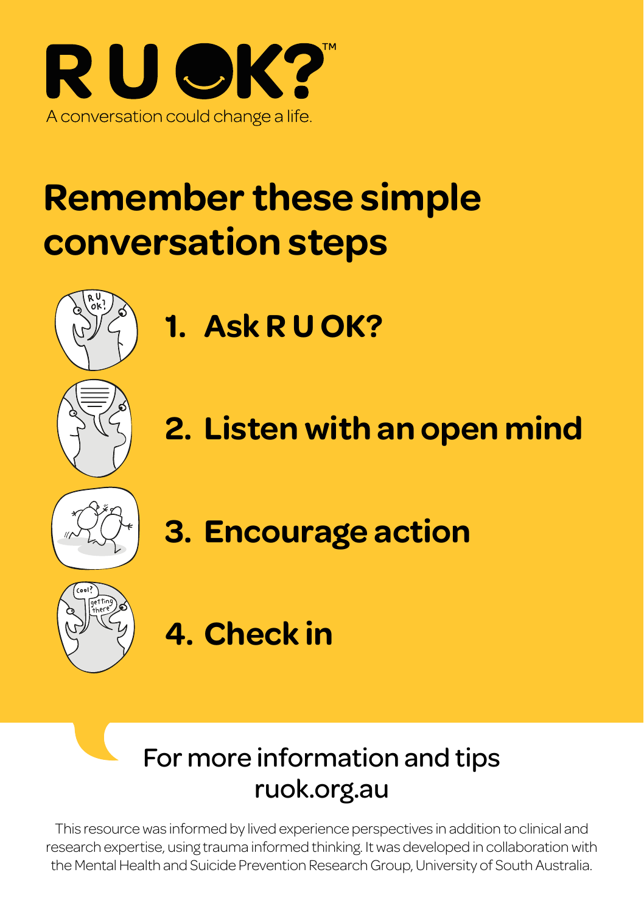# R U OK?™

A conversation could change a life.

## Remember these simple conversation steps

1. **Ask R U OK?**
2. **Listen with an open mind**
3. **Encourage action**
4. **Check in**

For more information and tips
ruok.org.au

This resource was informed by lived experience perspectives in addition to clinical and research expertise, using trauma informed thinking. It was developed in collaboration with the Mental Health and Suicide Prevention Research Group, University of South Australia.